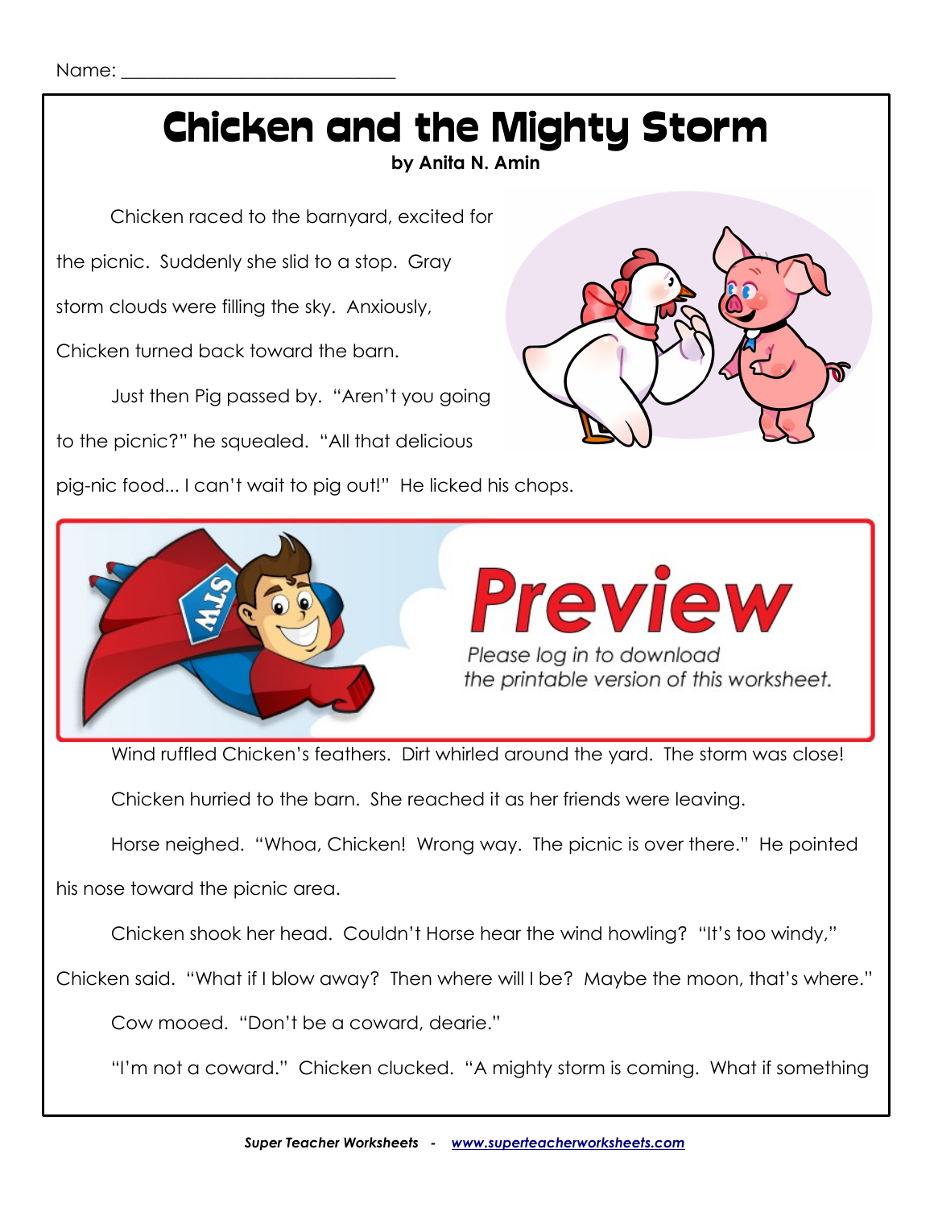Name: ______________________________

# Chicken and the Mighty Storm

**by Anita N. Amin**

Chicken raced to the barnyard, excited for the picnic. Suddenly she slid to a stop. Gray storm clouds were filling the sky. Anxiously, Chicken turned back toward the barn.

Just then Pig passed by. "Aren't you going to the picnic?" he squealed. "All that delicious pig-nic food... I can't wait to pig out!" He licked his chops.

**Preview**

*Please log in to download the printable version of this worksheet.*

Wind ruffled Chicken's feathers. Dirt whirled around the yard. The storm was close!

Chicken hurried to the barn. She reached it as her friends were leaving.

Horse neighed. "Whoa, Chicken! Wrong way. The picnic is over there." He pointed his nose toward the picnic area.

Chicken shook her head. Couldn't Horse hear the wind howling? "It's too windy," Chicken said. "What if I blow away? Then where will I be? Maybe the moon, that's where."

Cow mooed. "Don't be a coward, dearie."

"I'm not a coward." Chicken clucked. "A mighty storm is coming. What if something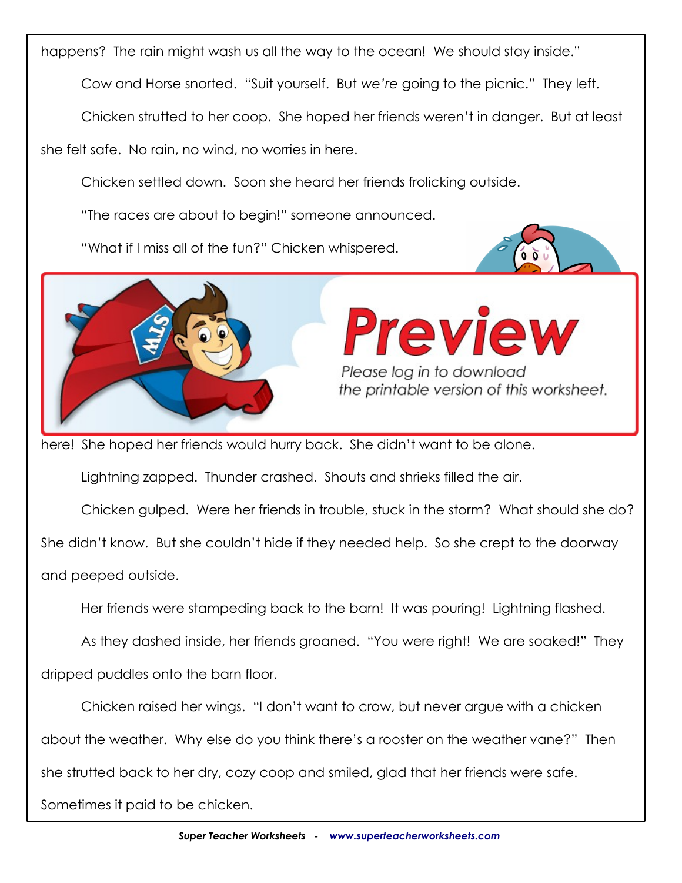happens? The rain might wash us all the way to the ocean! We should stay inside."

Cow and Horse snorted. "Suit yourself. But *we're* going to the picnic." They left.

Chicken strutted to her coop. She hoped her friends weren't in danger. But at least she felt safe. No rain, no wind, no worries in here.

Chicken settled down. Soon she heard her friends frolicking outside.

"The races are about to begin!" someone announced.

"What if I miss all of the fun?" Chicken whispered.

here! She hoped her friends would hurry back. She didn't want to be alone.

Lightning zapped. Thunder crashed. Shouts and shrieks filled the air.

Chicken gulped. Were her friends in trouble, stuck in the storm? What should she do? She didn't know. But she couldn't hide if they needed help. So she crept to the doorway and peeped outside.

Her friends were stampeding back to the barn! It was pouring! Lightning flashed.

As they dashed inside, her friends groaned. "You were right! We are soaked!" They dripped puddles onto the barn floor.

Chicken raised her wings. "I don't want to crow, but never argue with a chicken about the weather. Why else do you think there's a rooster on the weather vane?" Then she strutted back to her dry, cozy coop and smiled, glad that her friends were safe. Sometimes it paid to be chicken.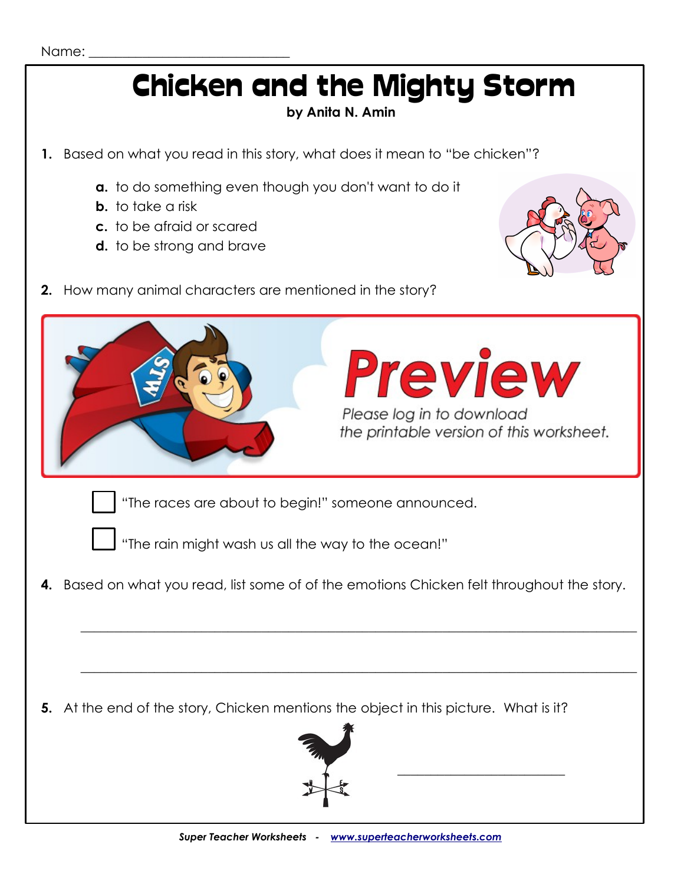Name: ___________________________

# Chicken and the Mighty Storm

**by Anita N. Amin**

**1.** Based on what you read in this story, what does it mean to "be chicken"?

- **a.** to do something even though you don't want to do it
- **b.** to take a risk
- **c.** to be afraid or scared
- **d.** to be strong and brave

**2.** How many animal characters are mentioned in the story?

**Preview**

Please log in to download the printable version of this worksheet.

☐ "The races are about to begin!" someone announced.

☐ "The rain might wash us all the way to the ocean!"

**4.** Based on what you read, list some of of the emotions Chicken felt throughout the story.

_______________________________________________________________

_______________________________________________________________

**5.** At the end of the story, Chicken mentions the object in this picture. What is it?

_______________________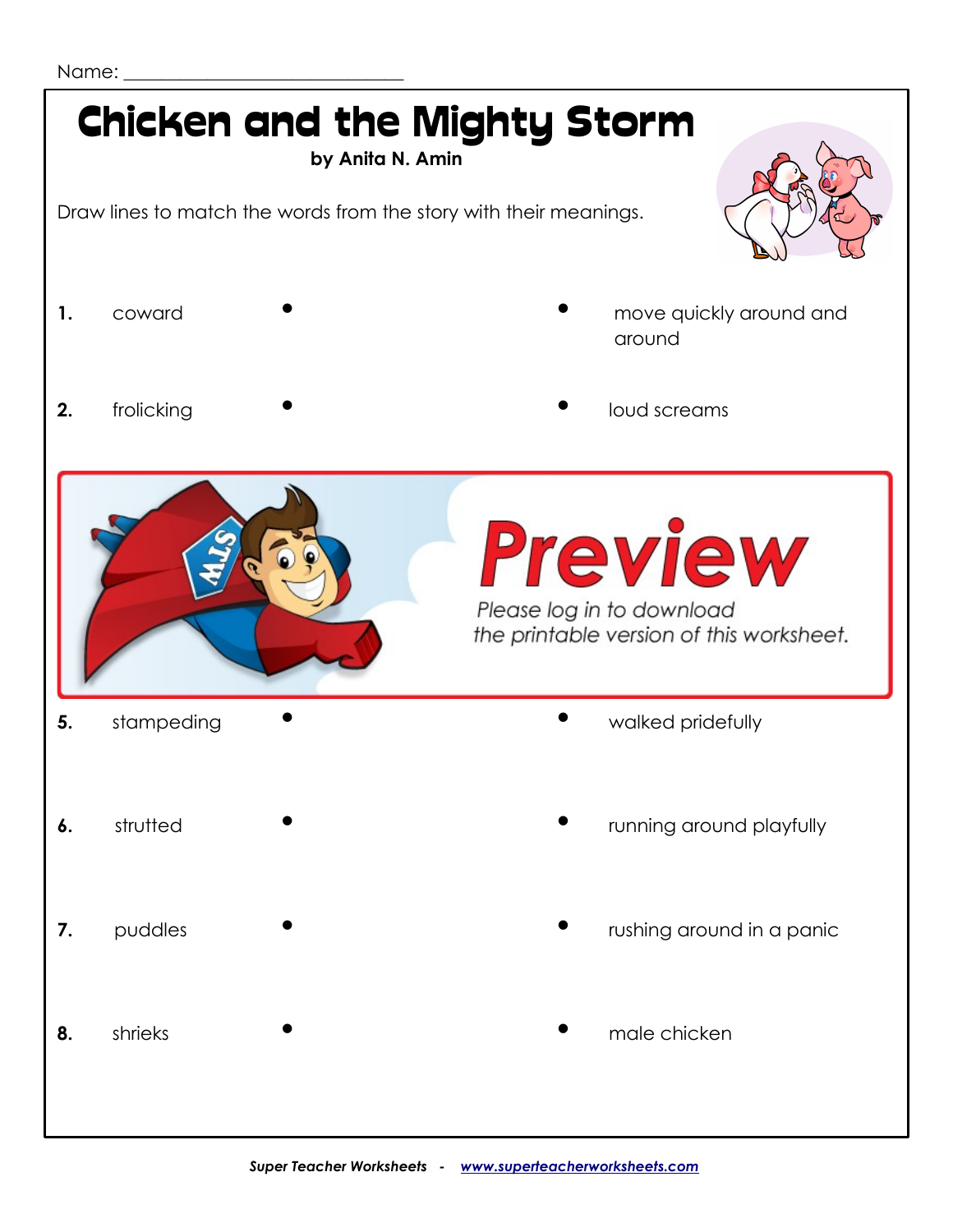Name: ___________________________

# Chicken and the Mighty Storm

**by Anita N. Amin**

Draw lines to match the words from the story with their meanings.

| | Word | | | Meaning |
|---|---|---|---|---|
| **1.** | coward | • | • | move quickly around and around |
| **2.** | frolicking | • | • | loud screams |

**Preview**

*Please log in to download the printable version of this worksheet.*

| | Word | | | Meaning |
|---|---|---|---|---|
| **5.** | stampeding | • | • | walked pridefully |
| **6.** | strutted | • | • | running around playfully |
| **7.** | puddles | • | • | rushing around in a panic |
| **8.** | shrieks | • | • | male chicken |

***Super Teacher Worksheets*** - ***www.superteacherworksheets.com***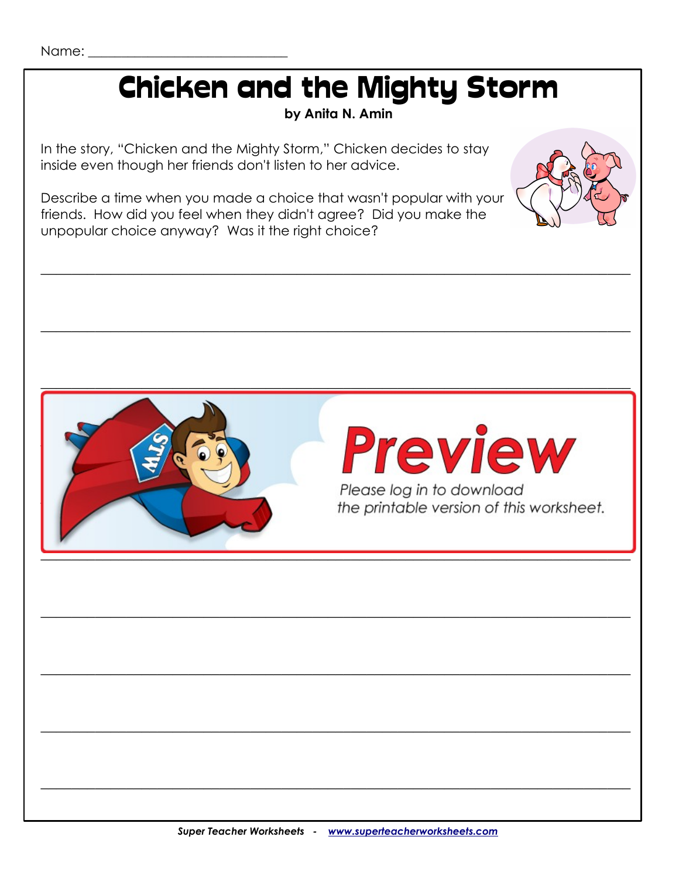Name: ___________________________

# Chicken and the Mighty Storm

**by Anita N. Amin**

In the story, "Chicken and the Mighty Storm," Chicken decides to stay inside even though her friends don't listen to her advice.

Describe a time when you made a choice that wasn't popular with your friends. How did you feel when they didn't agree? Did you make the unpopular choice anyway? Was it the right choice?

______________________________________________________________________________

______________________________________________________________________________

______________________________________________________________________________

**Preview**

*Please log in to download the printable version of this worksheet.*

______________________________________________________________________________

______________________________________________________________________________

______________________________________________________________________________

______________________________________________________________________________

______________________________________________________________________________

***Super Teacher Worksheets - www.superteacherworksheets.com***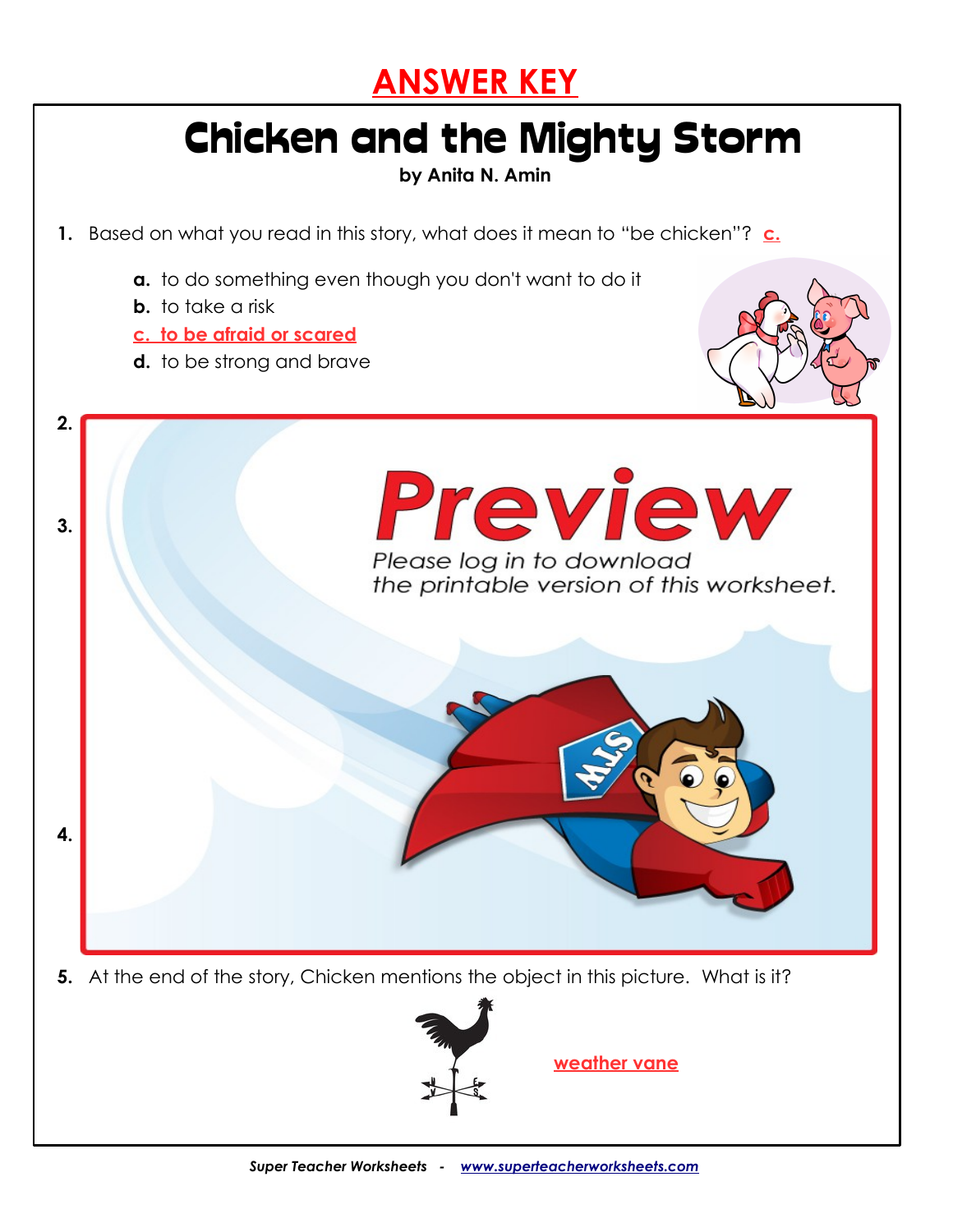**ANSWER KEY**

# Chicken and the Mighty Storm

**by Anita N. Amin**

1. Based on what you read in this story, what does it mean to "be chicken"? c.

   **a.** to do something even though you don't want to do it
   **b.** to take a risk
   **c. to be afraid or scared**
   **d.** to be strong and brave

2.

3.

Preview

Please log in to download the printable version of this worksheet.

4.

5. At the end of the story, Chicken mentions the object in this picture. What is it?

   weather vane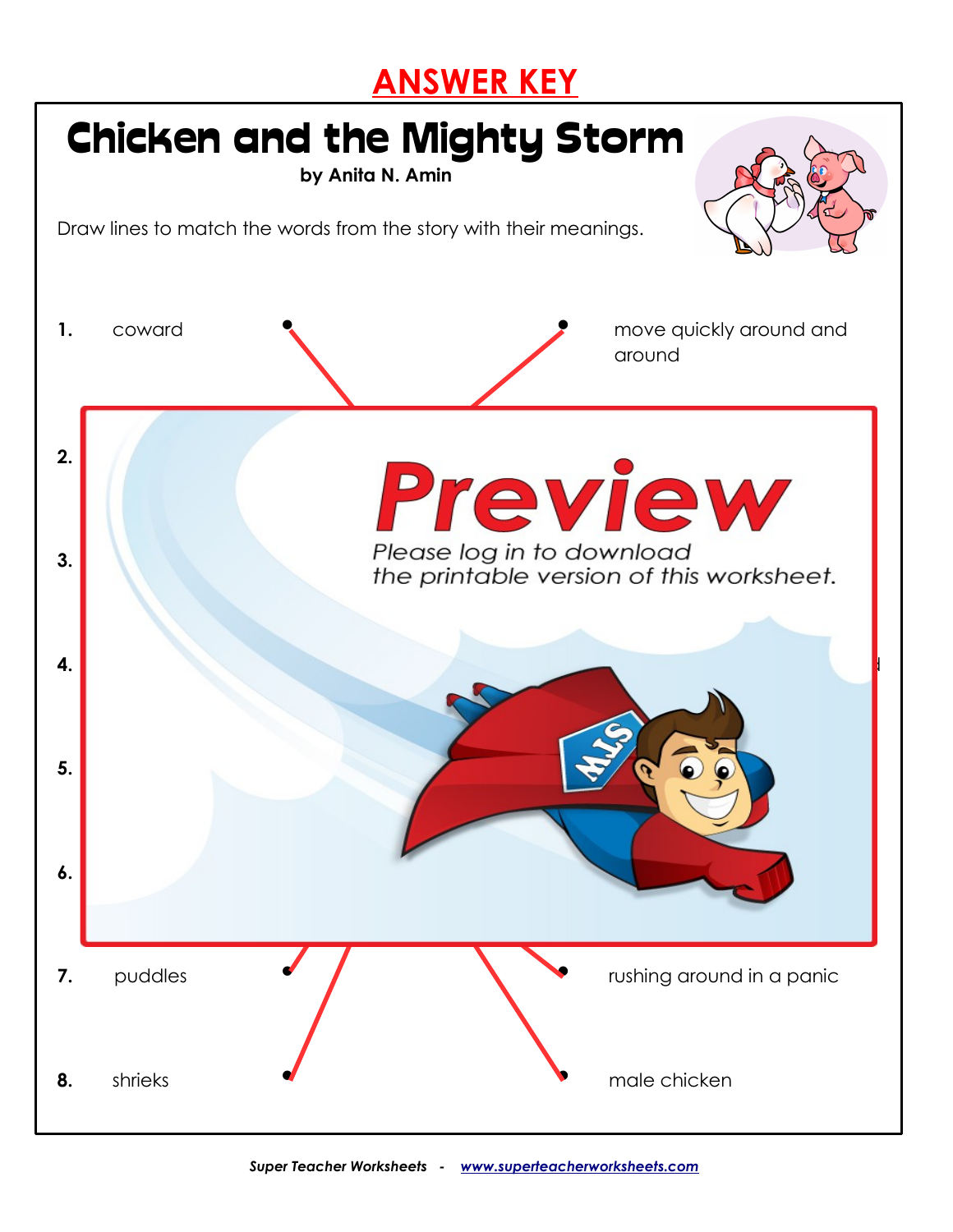# ANSWER KEY

## Chicken and the Mighty Storm

**by Anita N. Amin**

Draw lines to match the words from the story with their meanings.

**1.** coward — move quickly around and around

**2.**

**3.**

**4.**

**5.**

**6.**

**7.** puddles — rushing around in a panic

**8.** shrieks — male chicken

Preview

Please log in to download the printable version of this worksheet.

*Super Teacher Worksheets - www.superteacherworksheets.com*